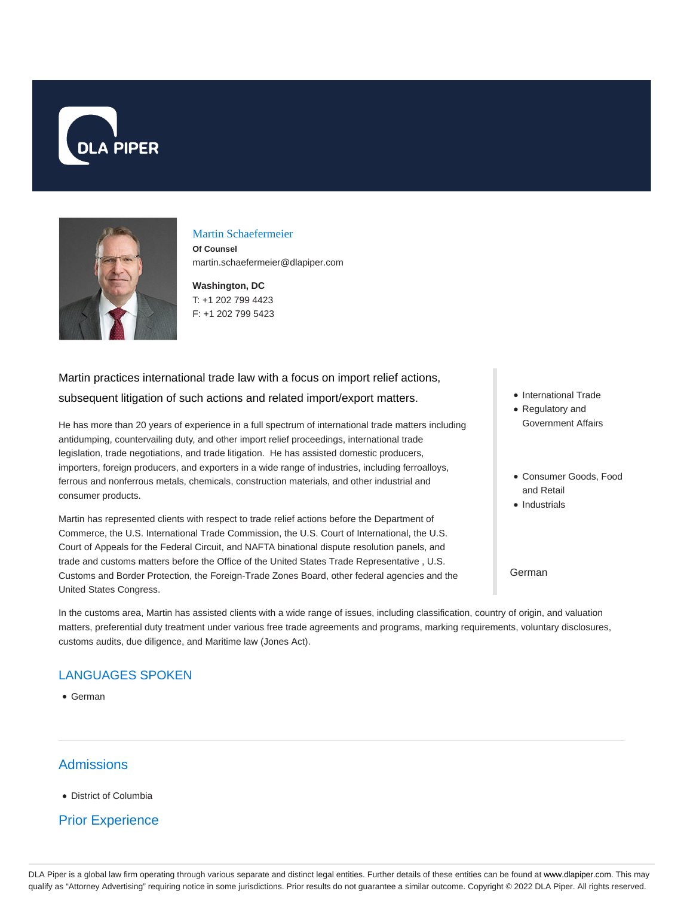DLA PIPER

## Martin Schaefermeier

**Of Counsel**

martin.schaefermeier@dlapiper.com

**Washington, DC**

T: +1 202 799 4423

F: +1 202 799 5423

Martin practices international trade law with a focus on import relief actions, subsequent litigation of such actions and related import/export matters.

He has more than 20 years of experience in a full spectrum of international trade matters including antidumping, countervailing duty, and other import relief proceedings, international trade legislation, trade negotiations, and trade litigation. He has assisted domestic producers, importers, foreign producers, and exporters in a wide range of industries, including ferroalloys, ferrous and nonferrous metals, chemicals, construction materials, and other industrial and consumer products.

Martin has represented clients with respect to trade relief actions before the Department of Commerce, the U.S. International Trade Commission, the U.S. Court of International, the U.S. Court of Appeals for the Federal Circuit, and NAFTA binational dispute resolution panels, and trade and customs matters before the Office of the United States Trade Representative , U.S. Customs and Border Protection, the Foreign-Trade Zones Board, other federal agencies and the United States Congress.

- International Trade
- Regulatory and Government Affairs

- Consumer Goods, Food and Retail
- Industrials

German

In the customs area, Martin has assisted clients with a wide range of issues, including classification, country of origin, and valuation matters, preferential duty treatment under various free trade agreements and programs, marking requirements, voluntary disclosures, customs audits, due diligence, and Maritime law (Jones Act).

## LANGUAGES SPOKEN

- German

## Admissions

- District of Columbia

## Prior Experience

DLA Piper is a global law firm operating through various separate and distinct legal entities. Further details of these entities can be found at www.dlapiper.com. This may qualify as "Attorney Advertising" requiring notice in some jurisdictions. Prior results do not guarantee a similar outcome. Copyright © 2022 DLA Piper. All rights reserved.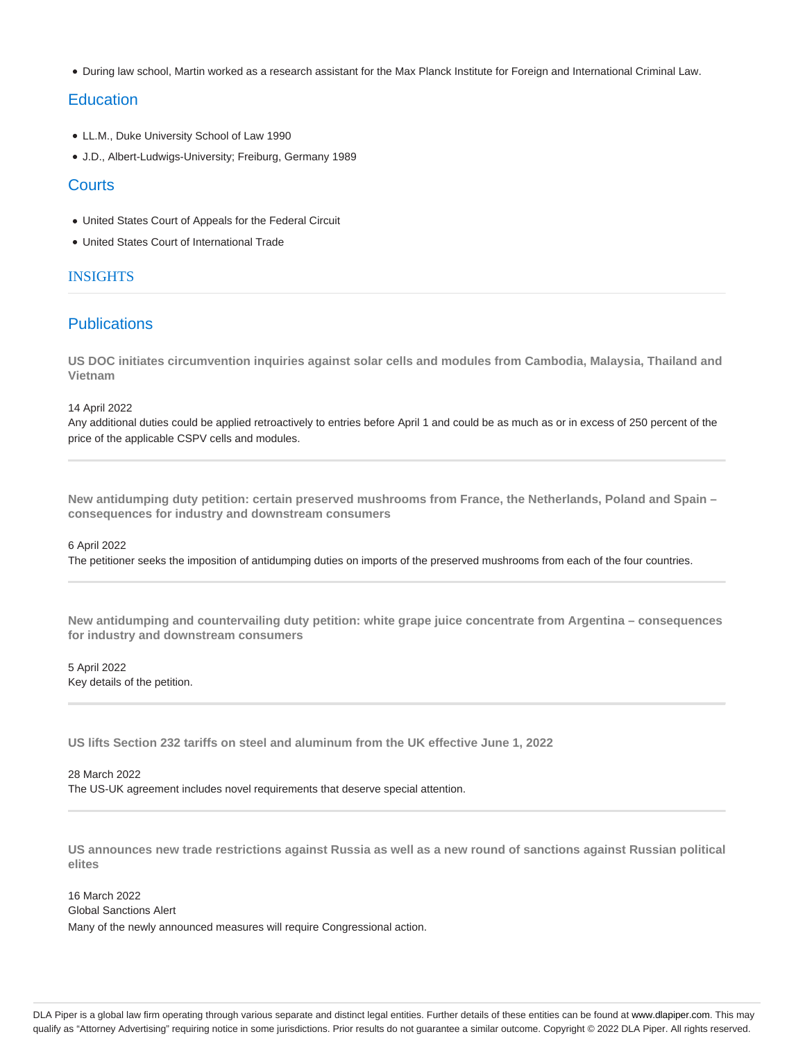- During law school, Martin worked as a research assistant for the Max Planck Institute for Foreign and International Criminal Law.

## Education

- LL.M., Duke University School of Law 1990
- J.D., Albert-Ludwigs-University; Freiburg, Germany 1989

## Courts

- United States Court of Appeals for the Federal Circuit
- United States Court of International Trade

## INSIGHTS

## Publications

**US DOC initiates circumvention inquiries against solar cells and modules from Cambodia, Malaysia, Thailand and Vietnam**

14 April 2022

Any additional duties could be applied retroactively to entries before April 1 and could be as much as or in excess of 250 percent of the price of the applicable CSPV cells and modules.

---

**New antidumping duty petition: certain preserved mushrooms from France, the Netherlands, Poland and Spain – consequences for industry and downstream consumers**

6 April 2022

The petitioner seeks the imposition of antidumping duties on imports of the preserved mushrooms from each of the four countries.

---

**New antidumping and countervailing duty petition: white grape juice concentrate from Argentina – consequences for industry and downstream consumers**

5 April 2022

Key details of the petition.

---

**US lifts Section 232 tariffs on steel and aluminum from the UK effective June 1, 2022**

28 March 2022

The US-UK agreement includes novel requirements that deserve special attention.

---

**US announces new trade restrictions against Russia as well as a new round of sanctions against Russian political elites**

16 March 2022

Global Sanctions Alert

Many of the newly announced measures will require Congressional action.

DLA Piper is a global law firm operating through various separate and distinct legal entities. Further details of these entities can be found at www.dlapiper.com. This may qualify as "Attorney Advertising" requiring notice in some jurisdictions. Prior results do not guarantee a similar outcome. Copyright © 2022 DLA Piper. All rights reserved.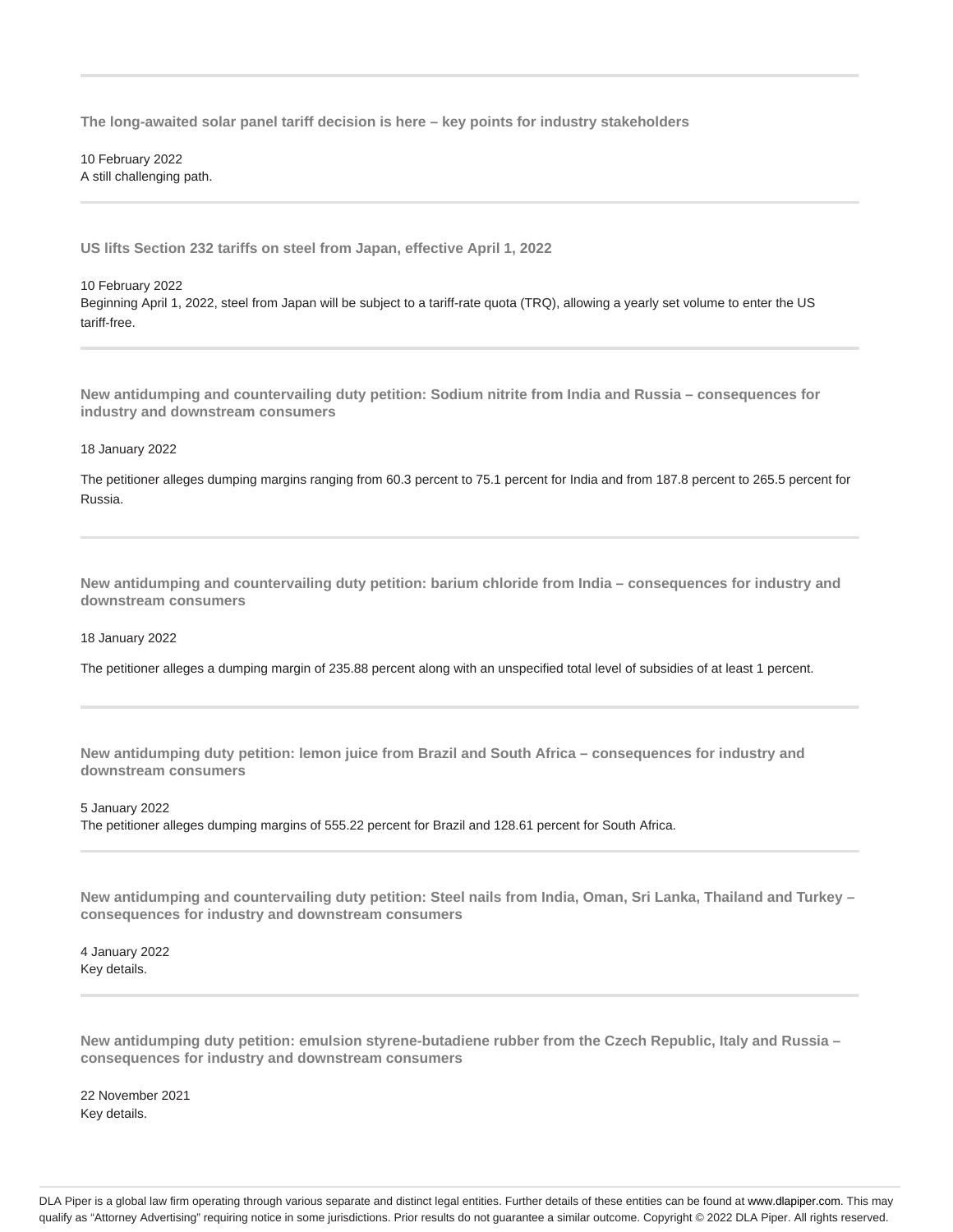**The long-awaited solar panel tariff decision is here – key points for industry stakeholders**

10 February 2022
A still challenging path.

---

**US lifts Section 232 tariffs on steel from Japan, effective April 1, 2022**

10 February 2022
Beginning April 1, 2022, steel from Japan will be subject to a tariff-rate quota (TRQ), allowing a yearly set volume to enter the US tariff-free.

---

**New antidumping and countervailing duty petition: Sodium nitrite from India and Russia – consequences for industry and downstream consumers**

18 January 2022

The petitioner alleges dumping margins ranging from 60.3 percent to 75.1 percent for India and from 187.8 percent to 265.5 percent for Russia.

---

**New antidumping and countervailing duty petition: barium chloride from India – consequences for industry and downstream consumers**

18 January 2022

The petitioner alleges a dumping margin of 235.88 percent along with an unspecified total level of subsidies of at least 1 percent.

---

**New antidumping duty petition: lemon juice from Brazil and South Africa – consequences for industry and downstream consumers**

5 January 2022
The petitioner alleges dumping margins of 555.22 percent for Brazil and 128.61 percent for South Africa.

---

**New antidumping and countervailing duty petition: Steel nails from India, Oman, Sri Lanka, Thailand and Turkey – consequences for industry and downstream consumers**

4 January 2022
Key details.

---

**New antidumping duty petition: emulsion styrene-butadiene rubber from the Czech Republic, Italy and Russia – consequences for industry and downstream consumers**

22 November 2021
Key details.

DLA Piper is a global law firm operating through various separate and distinct legal entities. Further details of these entities can be found at www.dlapiper.com. This may qualify as "Attorney Advertising" requiring notice in some jurisdictions. Prior results do not guarantee a similar outcome. Copyright © 2022 DLA Piper. All rights reserved.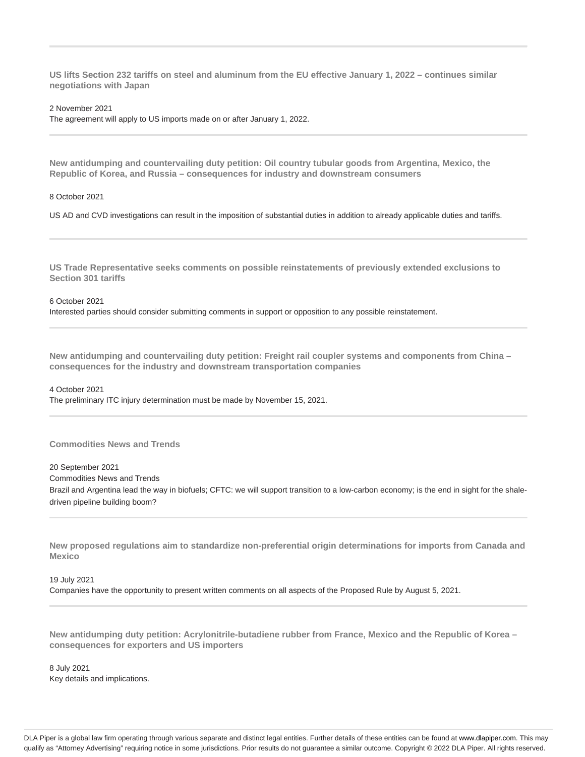---

**US lifts Section 232 tariffs on steel and aluminum from the EU effective January 1, 2022 – continues similar negotiations with Japan**

2 November 2021
The agreement will apply to US imports made on or after January 1, 2022.

---

**New antidumping and countervailing duty petition: Oil country tubular goods from Argentina, Mexico, the Republic of Korea, and Russia – consequences for industry and downstream consumers**

8 October 2021

US AD and CVD investigations can result in the imposition of substantial duties in addition to already applicable duties and tariffs.

---

**US Trade Representative seeks comments on possible reinstatements of previously extended exclusions to Section 301 tariffs**

6 October 2021
Interested parties should consider submitting comments in support or opposition to any possible reinstatement.

---

**New antidumping and countervailing duty petition: Freight rail coupler systems and components from China – consequences for the industry and downstream transportation companies**

4 October 2021
The preliminary ITC injury determination must be made by November 15, 2021.

---

**Commodities News and Trends**

20 September 2021
Commodities News and Trends
Brazil and Argentina lead the way in biofuels; CFTC: we will support transition to a low-carbon economy; is the end in sight for the shale-driven pipeline building boom?

---

**New proposed regulations aim to standardize non-preferential origin determinations for imports from Canada and Mexico**

19 July 2021
Companies have the opportunity to present written comments on all aspects of the Proposed Rule by August 5, 2021.

---

**New antidumping duty petition: Acrylonitrile-butadiene rubber from France, Mexico and the Republic of Korea – consequences for exporters and US importers**

8 July 2021
Key details and implications.

DLA Piper is a global law firm operating through various separate and distinct legal entities. Further details of these entities can be found at www.dlapiper.com. This may qualify as "Attorney Advertising" requiring notice in some jurisdictions. Prior results do not guarantee a similar outcome. Copyright © 2022 DLA Piper. All rights reserved.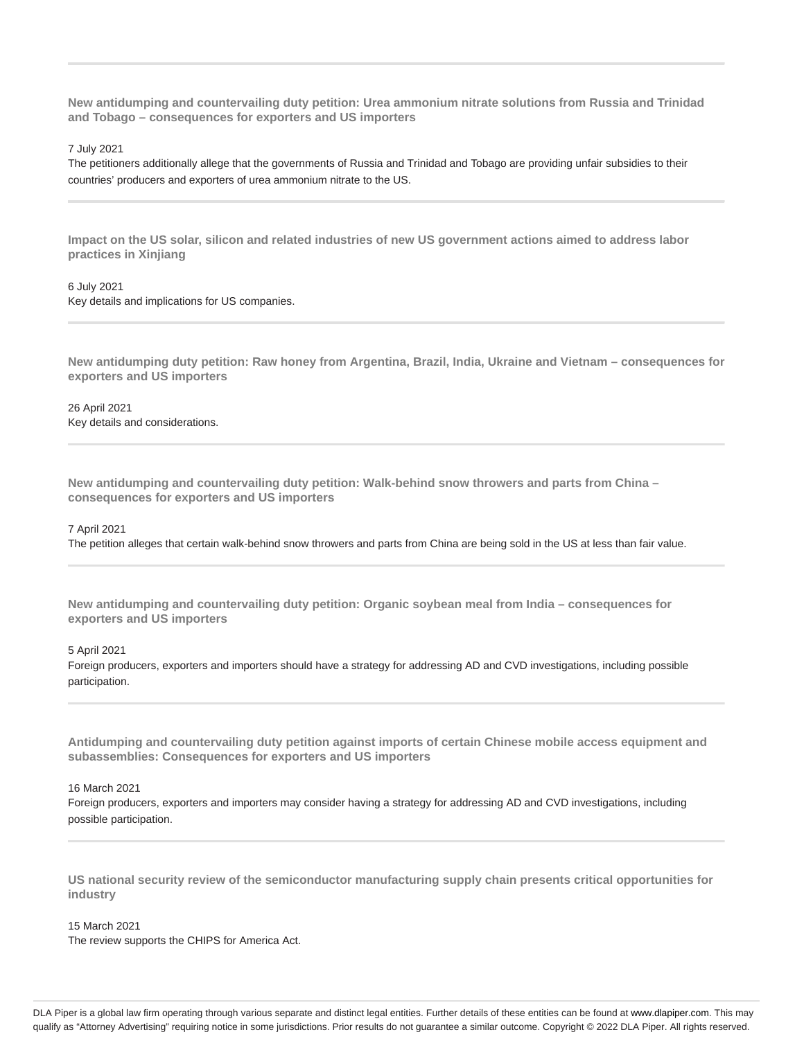---

**New antidumping and countervailing duty petition: Urea ammonium nitrate solutions from Russia and Trinidad and Tobago – consequences for exporters and US importers**

7 July 2021
The petitioners additionally allege that the governments of Russia and Trinidad and Tobago are providing unfair subsidies to their countries' producers and exporters of urea ammonium nitrate to the US.

---

**Impact on the US solar, silicon and related industries of new US government actions aimed to address labor practices in Xinjiang**

6 July 2021
Key details and implications for US companies.

---

**New antidumping duty petition: Raw honey from Argentina, Brazil, India, Ukraine and Vietnam – consequences for exporters and US importers**

26 April 2021
Key details and considerations.

---

**New antidumping and countervailing duty petition: Walk-behind snow throwers and parts from China – consequences for exporters and US importers**

7 April 2021
The petition alleges that certain walk-behind snow throwers and parts from China are being sold in the US at less than fair value.

---

**New antidumping and countervailing duty petition: Organic soybean meal from India – consequences for exporters and US importers**

5 April 2021
Foreign producers, exporters and importers should have a strategy for addressing AD and CVD investigations, including possible participation.

---

**Antidumping and countervailing duty petition against imports of certain Chinese mobile access equipment and subassemblies: Consequences for exporters and US importers**

16 March 2021
Foreign producers, exporters and importers may consider having a strategy for addressing AD and CVD investigations, including possible participation.

---

**US national security review of the semiconductor manufacturing supply chain presents critical opportunities for industry**

15 March 2021
The review supports the CHIPS for America Act.

DLA Piper is a global law firm operating through various separate and distinct legal entities. Further details of these entities can be found at www.dlapiper.com. This may qualify as "Attorney Advertising" requiring notice in some jurisdictions. Prior results do not guarantee a similar outcome. Copyright © 2022 DLA Piper. All rights reserved.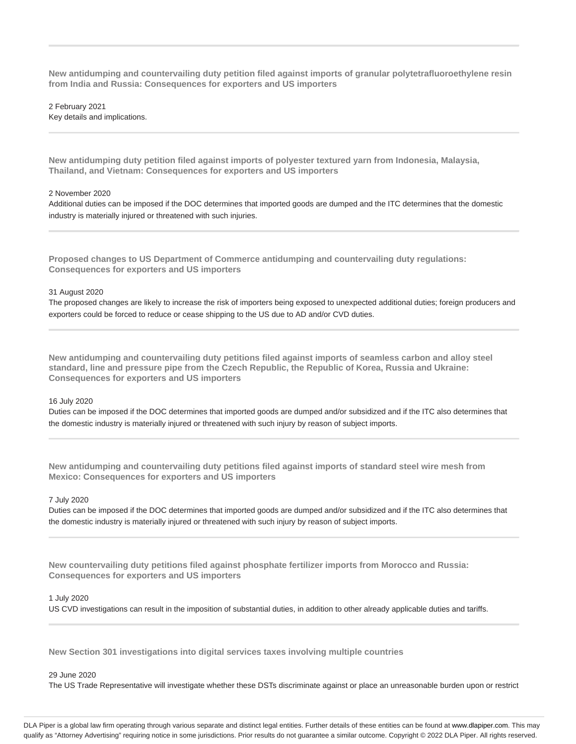---

**New antidumping and countervailing duty petition filed against imports of granular polytetrafluoroethylene resin from India and Russia: Consequences for exporters and US importers**

2 February 2021
Key details and implications.

---

**New antidumping duty petition filed against imports of polyester textured yarn from Indonesia, Malaysia, Thailand, and Vietnam: Consequences for exporters and US importers**

2 November 2020
Additional duties can be imposed if the DOC determines that imported goods are dumped and the ITC determines that the domestic industry is materially injured or threatened with such injuries.

---

**Proposed changes to US Department of Commerce antidumping and countervailing duty regulations: Consequences for exporters and US importers**

31 August 2020
The proposed changes are likely to increase the risk of importers being exposed to unexpected additional duties; foreign producers and exporters could be forced to reduce or cease shipping to the US due to AD and/or CVD duties.

---

**New antidumping and countervailing duty petitions filed against imports of seamless carbon and alloy steel standard, line and pressure pipe from the Czech Republic, the Republic of Korea, Russia and Ukraine: Consequences for exporters and US importers**

16 July 2020
Duties can be imposed if the DOC determines that imported goods are dumped and/or subsidized and if the ITC also determines that the domestic industry is materially injured or threatened with such injury by reason of subject imports.

---

**New antidumping and countervailing duty petitions filed against imports of standard steel wire mesh from Mexico: Consequences for exporters and US importers**

7 July 2020
Duties can be imposed if the DOC determines that imported goods are dumped and/or subsidized and if the ITC also determines that the domestic industry is materially injured or threatened with such injury by reason of subject imports.

---

**New countervailing duty petitions filed against phosphate fertilizer imports from Morocco and Russia: Consequences for exporters and US importers**

1 July 2020
US CVD investigations can result in the imposition of substantial duties, in addition to other already applicable duties and tariffs.

---

**New Section 301 investigations into digital services taxes involving multiple countries**

29 June 2020
The US Trade Representative will investigate whether these DSTs discriminate against or place an unreasonable burden upon or restrict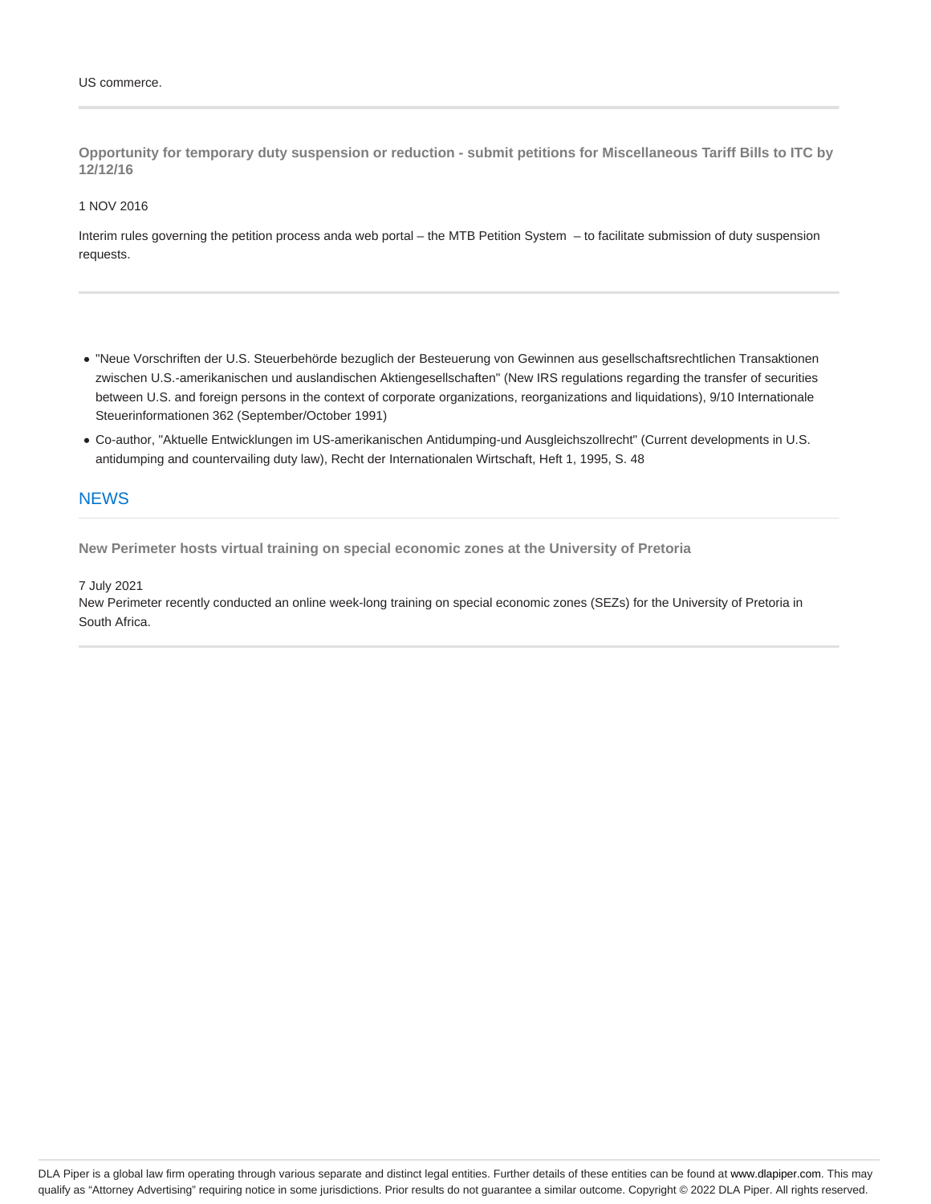US commerce.

**Opportunity for temporary duty suspension or reduction - submit petitions for Miscellaneous Tariff Bills to ITC by 12/12/16**

1 NOV 2016

Interim rules governing the petition process anda web portal – the MTB Petition System – to facilitate submission of duty suspension requests.

- "Neue Vorschriften der U.S. Steuerbehörde bezuglich der Besteuerung von Gewinnen aus gesellschaftsrechtlichen Transaktionen zwischen U.S.-amerikanischen und auslandischen Aktiengesellschaften" (New IRS regulations regarding the transfer of securities between U.S. and foreign persons in the context of corporate organizations, reorganizations and liquidations), 9/10 Internationale Steuerinformationen 362 (September/October 1991)
- Co-author, "Aktuelle Entwicklungen im US-amerikanischen Antidumping-und Ausgleichszollrecht" (Current developments in U.S. antidumping and countervailing duty law), Recht der Internationalen Wirtschaft, Heft 1, 1995, S. 48

## NEWS

**New Perimeter hosts virtual training on special economic zones at the University of Pretoria**

7 July 2021

New Perimeter recently conducted an online week-long training on special economic zones (SEZs) for the University of Pretoria in South Africa.

DLA Piper is a global law firm operating through various separate and distinct legal entities. Further details of these entities can be found at www.dlapiper.com. This may qualify as "Attorney Advertising" requiring notice in some jurisdictions. Prior results do not guarantee a similar outcome. Copyright © 2022 DLA Piper. All rights reserved.